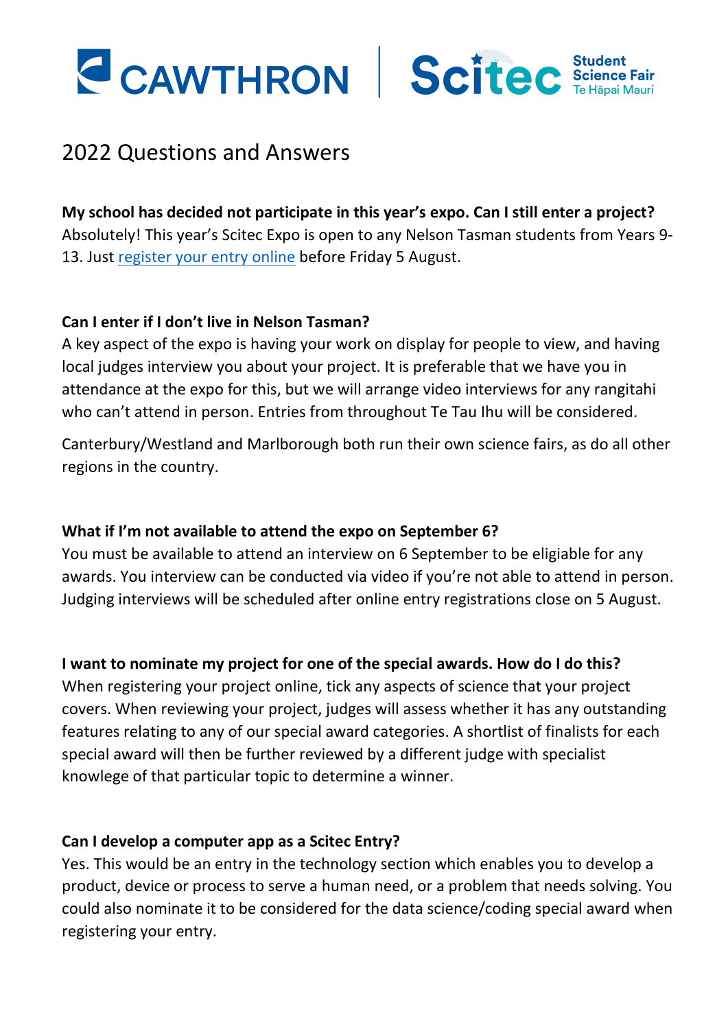CAWTHRON | Scitec Student Science Fair Te Hāpai Mauri

# 2022 Questions and Answers

**My school has decided not participate in this year's expo. Can I still enter a project?**
Absolutely! This year's Scitec Expo is open to any Nelson Tasman students from Years 9-13. Just register your entry online before Friday 5 August.

**Can I enter if I don't live in Nelson Tasman?**
A key aspect of the expo is having your work on display for people to view, and having local judges interview you about your project. It is preferable that we have you in attendance at the expo for this, but we will arrange video interviews for any rangitahi who can't attend in person. Entries from throughout Te Tau Ihu will be considered.

Canterbury/Westland and Marlborough both run their own science fairs, as do all other regions in the country.

**What if I'm not available to attend the expo on September 6?**
You must be available to attend an interview on 6 September to be eligiable for any awards. You interview can be conducted via video if you're not able to attend in person. Judging interviews will be scheduled after online entry registrations close on 5 August.

**I want to nominate my project for one of the special awards. How do I do this?**
When registering your project online, tick any aspects of science that your project covers. When reviewing your project, judges will assess whether it has any outstanding features relating to any of our special award categories. A shortlist of finalists for each special award will then be further reviewed by a different judge with specialist knowlege of that particular topic to determine a winner.

**Can I develop a computer app as a Scitec Entry?**
Yes. This would be an entry in the technology section which enables you to develop a product, device or process to serve a human need, or a problem that needs solving. You could also nominate it to be considered for the data science/coding special award when registering your entry.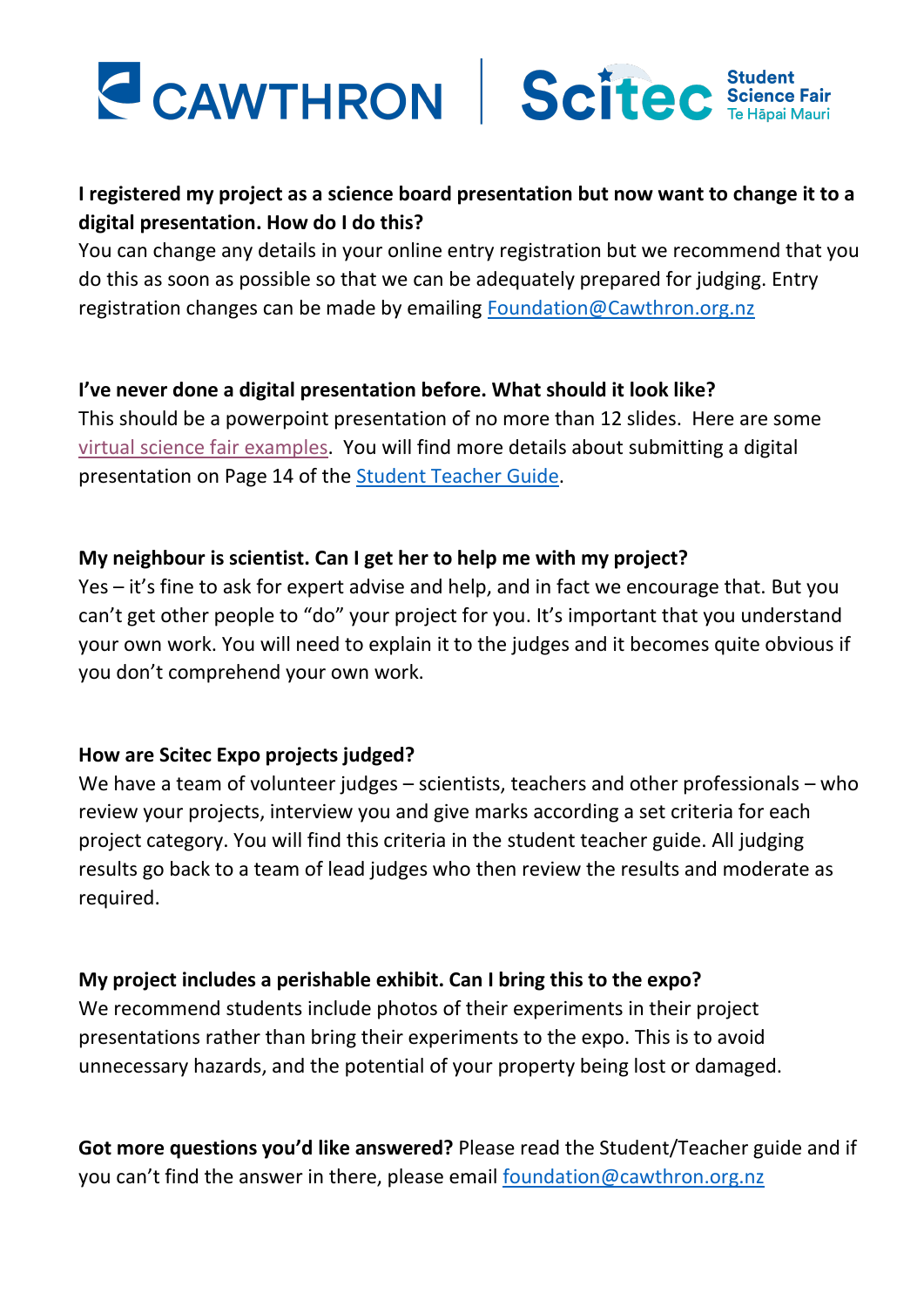**I registered my project as a science board presentation but now want to change it to a digital presentation. How do I do this?**

You can change any details in your online entry registration but we recommend that you do this as soon as possible so that we can be adequately prepared for judging. Entry registration changes can be made by emailing Foundation@Cawthron.org.nz

**I've never done a digital presentation before. What should it look like?**

This should be a powerpoint presentation of no more than 12 slides. Here are some virtual science fair examples. You will find more details about submitting a digital presentation on Page 14 of the Student Teacher Guide.

**My neighbour is scientist. Can I get her to help me with my project?**

Yes – it's fine to ask for expert advise and help, and in fact we encourage that. But you can't get other people to "do" your project for you. It's important that you understand your own work. You will need to explain it to the judges and it becomes quite obvious if you don't comprehend your own work.

**How are Scitec Expo projects judged?**

We have a team of volunteer judges – scientists, teachers and other professionals – who review your projects, interview you and give marks according a set criteria for each project category. You will find this criteria in the student teacher guide. All judging results go back to a team of lead judges who then review the results and moderate as required.

**My project includes a perishable exhibit. Can I bring this to the expo?**

We recommend students include photos of their experiments in their project presentations rather than bring their experiments to the expo. This is to avoid unnecessary hazards, and the potential of your property being lost or damaged.

**Got more questions you'd like answered?** Please read the Student/Teacher guide and if you can't find the answer in there, please email foundation@cawthron.org.nz